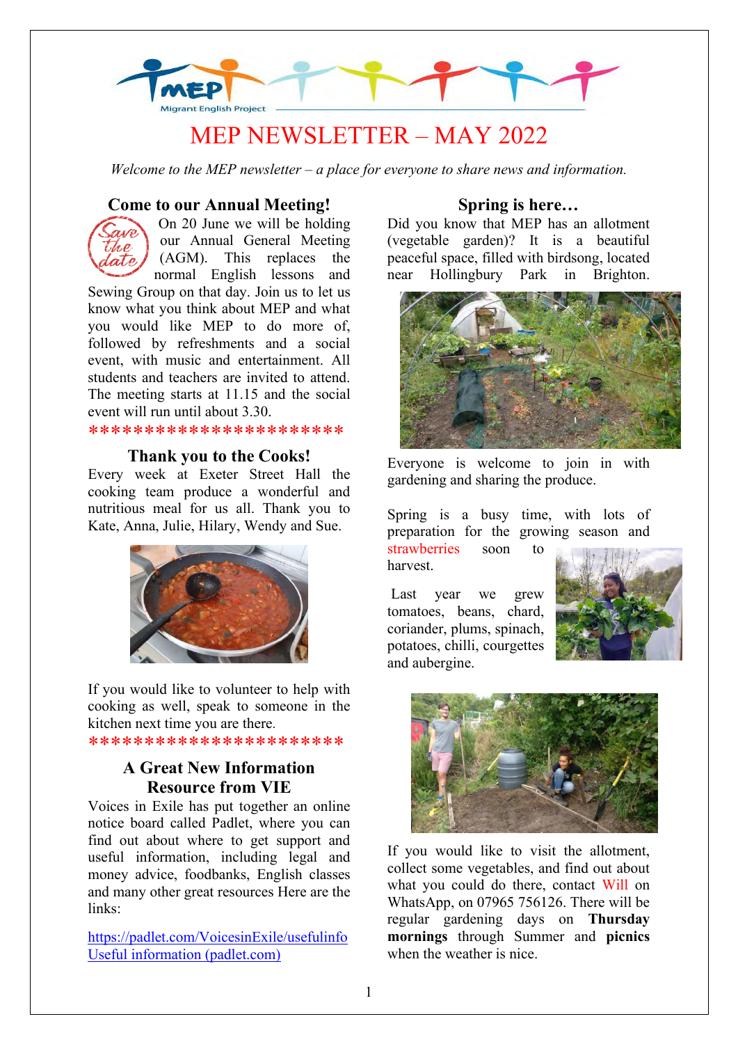# MEP NEWSLETTER – MAY 2022

*Welcome to the MEP newsletter – a place for everyone to share news and information.*

## Come to our Annual Meeting!

On 20 June we will be holding our Annual General Meeting (AGM). This replaces the normal English lessons and Sewing Group on that day. Join us to let us know what you think about MEP and what you would like MEP to do more of, followed by refreshments and a social event, with music and entertainment. All students and teachers are invited to attend. The meeting starts at 11.15 and the social event will run until about 3.30.

\*\*\*\*\*\*\*\*\*\*\*\*\*\*\*\*\*\*\*\*\*\*\*

## Thank you to the Cooks!

Every week at Exeter Street Hall the cooking team produce a wonderful and nutritious meal for us all. Thank you to Kate, Anna, Julie, Hilary, Wendy and Sue.

If you would like to volunteer to help with cooking as well, speak to someone in the kitchen next time you are there.

\*\*\*\*\*\*\*\*\*\*\*\*\*\*\*\*\*\*\*\*\*\*\*

## A Great New Information Resource from VIE

Voices in Exile has put together an online notice board called Padlet, where you can find out about where to get support and useful information, including legal and money advice, foodbanks, English classes and many other great resources Here are the links:

https://padlet.com/VoicesinExile/usefulinfo
Useful information (padlet.com)

## Spring is here…

Did you know that MEP has an allotment (vegetable garden)? It is a beautiful peaceful space, filled with birdsong, located near Hollingbury Park in Brighton.

Everyone is welcome to join in with gardening and sharing the produce.

Spring is a busy time, with lots of preparation for the growing season and strawberries soon to harvest.

Last year we grew tomatoes, beans, chard, coriander, plums, spinach, potatoes, chilli, courgettes and aubergine.

If you would like to visit the allotment, collect some vegetables, and find out about what you could do there, contact Will on WhatsApp, on 07965 756126. There will be regular gardening days on **Thursday mornings** through Summer and **picnics** when the weather is nice.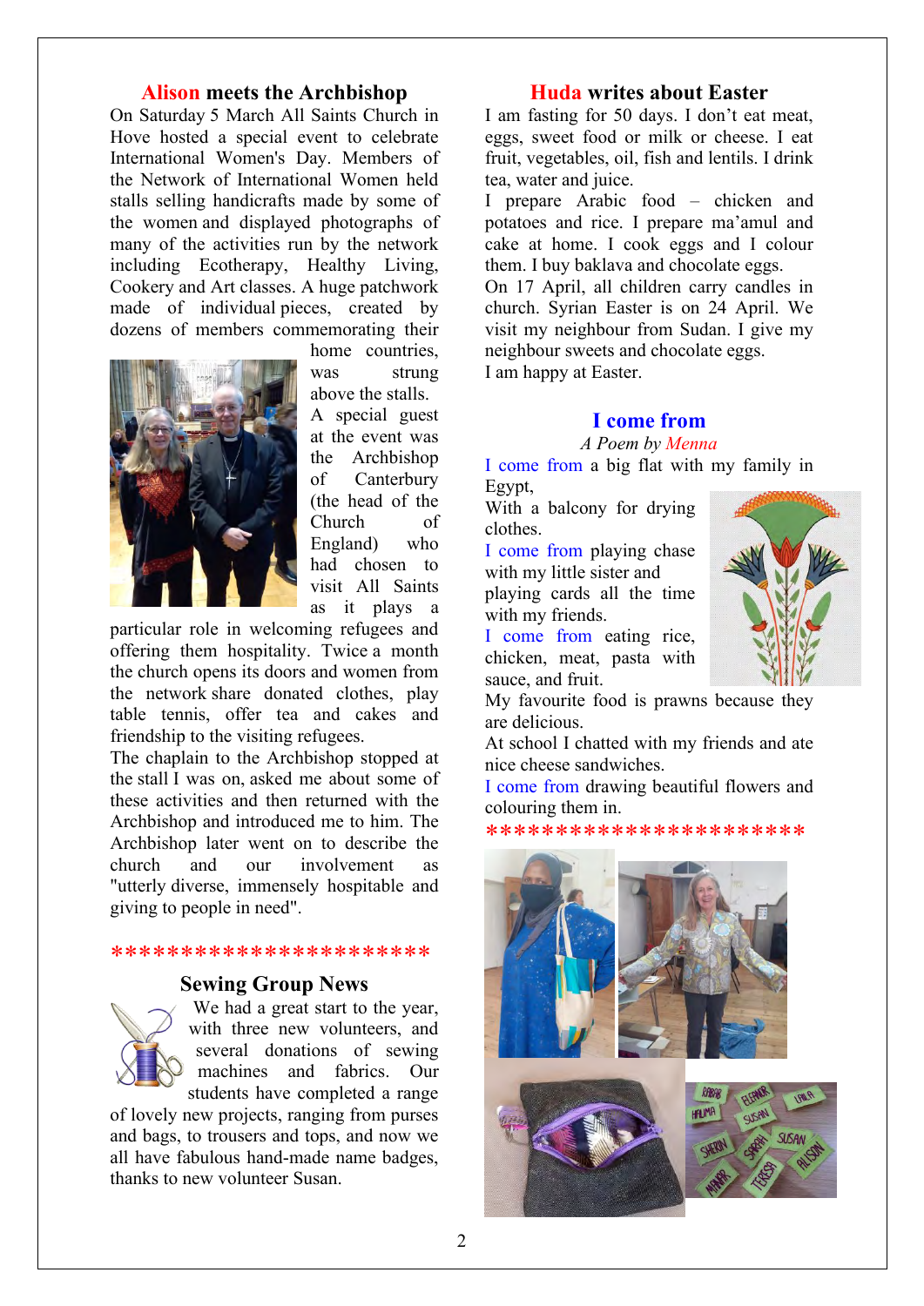## Alison meets the Archbishop

On Saturday 5 March All Saints Church in Hove hosted a special event to celebrate International Women's Day. Members of the Network of International Women held stalls selling handicrafts made by some of the women and displayed photographs of many of the activities run by the network including Ecotherapy, Healthy Living, Cookery and Art classes. A huge patchwork made of individual pieces, created by dozens of members commemorating their home countries, was strung above the stalls.

A special guest at the event was the Archbishop of Canterbury (the head of the Church of England) who had chosen to visit All Saints as it plays a particular role in welcoming refugees and offering them hospitality. Twice a month the church opens its doors and women from the network share donated clothes, play table tennis, offer tea and cakes and friendship to the visiting refugees.

The chaplain to the Archbishop stopped at the stall I was on, asked me about some of these activities and then returned with the Archbishop and introduced me to him. The Archbishop later went on to describe the church and our involvement as "utterly diverse, immensely hospitable and giving to people in need".

**********************

## Sewing Group News

We had a great start to the year, with three new volunteers, and several donations of sewing machines and fabrics. Our students have completed a range of lovely new projects, ranging from purses and bags, to trousers and tops, and now we all have fabulous hand-made name badges, thanks to new volunteer Susan.

## Huda writes about Easter

I am fasting for 50 days. I don't eat meat, eggs, sweet food or milk or cheese. I eat fruit, vegetables, oil, fish and lentils. I drink tea, water and juice.

I prepare Arabic food – chicken and potatoes and rice. I prepare ma'amul and cake at home. I cook eggs and I colour them. I buy baklava and chocolate eggs.

On 17 April, all children carry candles in church. Syrian Easter is on 24 April. We visit my neighbour from Sudan. I give my neighbour sweets and chocolate eggs.

I am happy at Easter.

## I come from

*A Poem by Menna*

I come from a big flat with my family in Egypt,
With a balcony for drying clothes.
I come from playing chase with my little sister and playing cards all the time with my friends.
I come from eating rice, chicken, meat, pasta with sauce, and fruit.
My favourite food is prawns because they are delicious.
At school I chatted with my friends and ate nice cheese sandwiches.
I come from drawing beautiful flowers and colouring them in.

**********************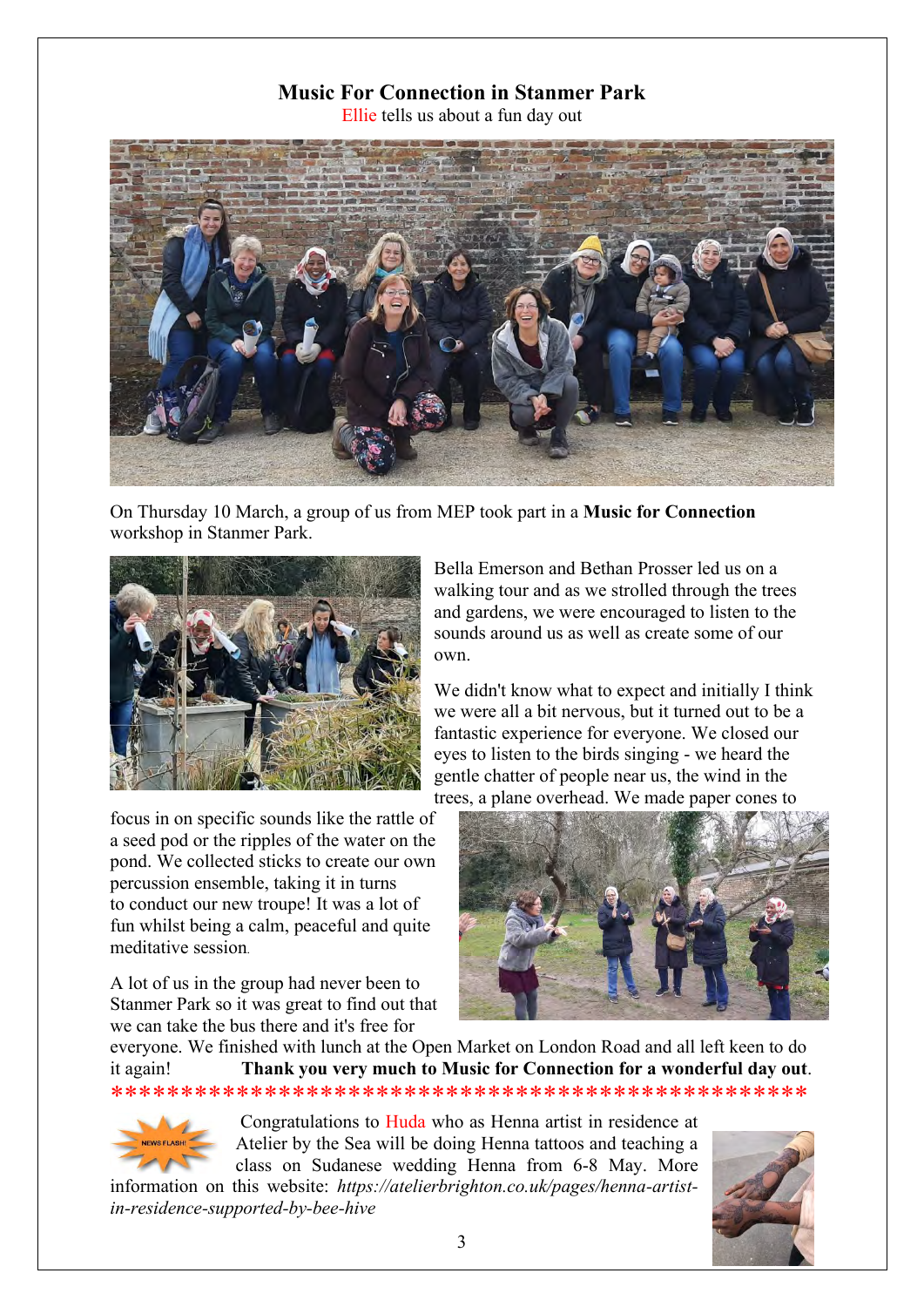# Music For Connection in Stanmer Park

Ellie tells us about a fun day out

On Thursday 10 March, a group of us from MEP took part in a **Music for Connection** workshop in Stanmer Park.

Bella Emerson and Bethan Prosser led us on a walking tour and as we strolled through the trees and gardens, we were encouraged to listen to the sounds around us as well as create some of our own.

We didn't know what to expect and initially I think we were all a bit nervous, but it turned out to be a fantastic experience for everyone. We closed our eyes to listen to the birds singing - we heard the gentle chatter of people near us, the wind in the trees, a plane overhead. We made paper cones to focus in on specific sounds like the rattle of a seed pod or the ripples of the water on the pond. We collected sticks to create our own percussion ensemble, taking it in turns to conduct our new troupe! It was a lot of fun whilst being a calm, peaceful and quite meditative session.

A lot of us in the group had never been to Stanmer Park so it was great to find out that we can take the bus there and it's free for everyone. We finished with lunch at the Open Market on London Road and all left keen to do it again! **Thank you very much to Music for Connection for a wonderful day out**.

*************************************************

NEWS FLASH!

Congratulations to Huda who as Henna artist in residence at Atelier by the Sea will be doing Henna tattoos and teaching a class on Sudanese wedding Henna from 6-8 May. More information on this website: *https://atelierbrighton.co.uk/pages/henna-artist-in-residence-supported-by-bee-hive*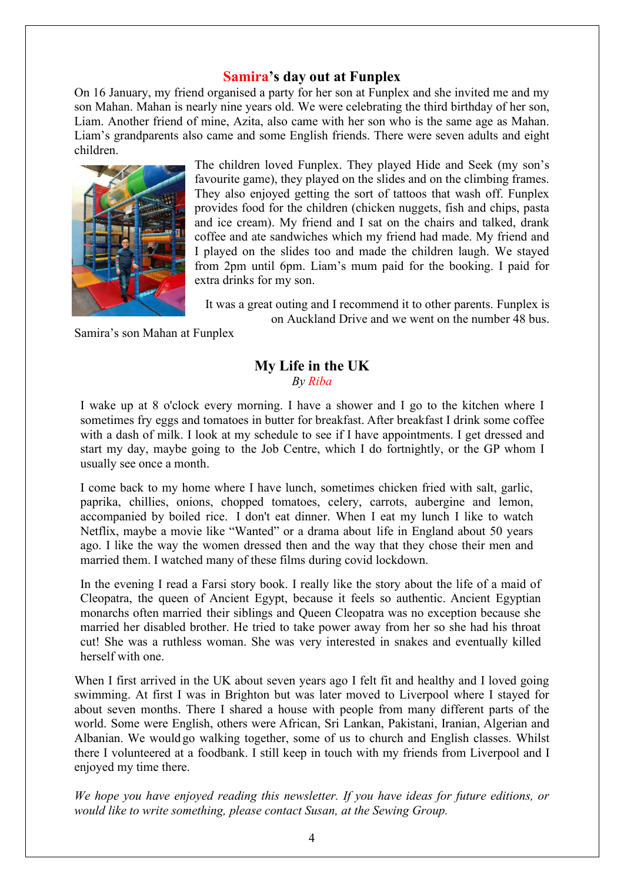## Samira's day out at Funplex

On 16 January, my friend organised a party for her son at Funplex and she invited me and my son Mahan. Mahan is nearly nine years old. We were celebrating the third birthday of her son, Liam. Another friend of mine, Azita, also came with her son who is the same age as Mahan. Liam's grandparents also came and some English friends. There were seven adults and eight children.

The children loved Funplex. They played Hide and Seek (my son's favourite game), they played on the slides and on the climbing frames. They also enjoyed getting the sort of tattoos that wash off. Funplex provides food for the children (chicken nuggets, fish and chips, pasta and ice cream). My friend and I sat on the chairs and talked, drank coffee and ate sandwiches which my friend had made. My friend and I played on the slides too and made the children laugh. We stayed from 2pm until 6pm. Liam's mum paid for the booking. I paid for extra drinks for my son.

It was a great outing and I recommend it to other parents. Funplex is on Auckland Drive and we went on the number 48 bus.

Samira's son Mahan at Funplex

## My Life in the UK

*By Riba*

I wake up at 8 o'clock every morning. I have a shower and I go to the kitchen where I sometimes fry eggs and tomatoes in butter for breakfast. After breakfast I drink some coffee with a dash of milk. I look at my schedule to see if I have appointments. I get dressed and start my day, maybe going to the Job Centre, which I do fortnightly, or the GP whom I usually see once a month.

I come back to my home where I have lunch, sometimes chicken fried with salt, garlic, paprika, chillies, onions, chopped tomatoes, celery, carrots, aubergine and lemon, accompanied by boiled rice. I don't eat dinner. When I eat my lunch I like to watch Netflix, maybe a movie like "Wanted" or a drama about life in England about 50 years ago. I like the way the women dressed then and the way that they chose their men and married them. I watched many of these films during covid lockdown.

In the evening I read a Farsi story book. I really like the story about the life of a maid of Cleopatra, the queen of Ancient Egypt, because it feels so authentic. Ancient Egyptian monarchs often married their siblings and Queen Cleopatra was no exception because she married her disabled brother. He tried to take power away from her so she had his throat cut! She was a ruthless woman. She was very interested in snakes and eventually killed herself with one.

When I first arrived in the UK about seven years ago I felt fit and healthy and I loved going swimming. At first I was in Brighton but was later moved to Liverpool where I stayed for about seven months. There I shared a house with people from many different parts of the world. Some were English, others were African, Sri Lankan, Pakistani, Iranian, Algerian and Albanian. We would go walking together, some of us to church and English classes. Whilst there I volunteered at a foodbank. I still keep in touch with my friends from Liverpool and I enjoyed my time there.

*We hope you have enjoyed reading this newsletter. If you have ideas for future editions, or would like to write something, please contact Susan, at the Sewing Group.*